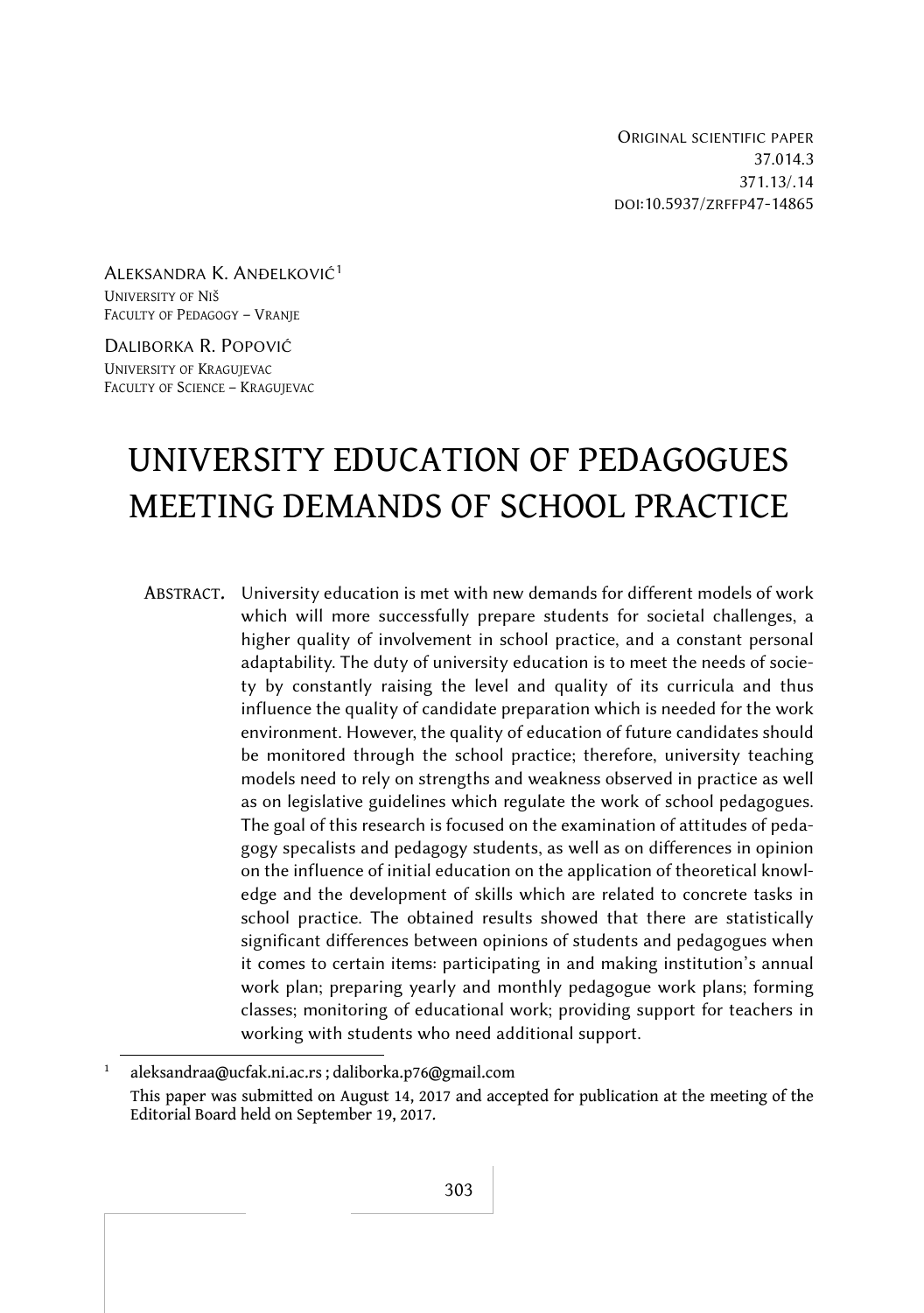Original scientific paper
37.014.3
371.13/.14
doi:10.5937/zrffp47-14865

Aleksandra K. Anđelković[1]
University of Niš
Faculty of Pedagogy – Vranje

Daliborka R. Popović
University of Kragujevac
Faculty of Science – Kragujevac

# UNIVERSITY EDUCATION OF PEDAGOGUES MEETING DEMANDS OF SCHOOL PRACTICE

**Abstract.** University education is met with new demands for different models of work which will more successfully prepare students for societal challenges, a higher quality of involvement in school practice, and a constant personal adaptability. The duty of university education is to meet the needs of society by constantly raising the level and quality of its curricula and thus influence the quality of candidate preparation which is needed for the work environment. However, the quality of education of future candidates should be monitored through the school practice; therefore, university teaching models need to rely on strengths and weakness observed in practice as well as on legislative guidelines which regulate the work of school pedagogues. The goal of this research is focused on the examination of attitudes of pedagogy specalists and pedagogy students, as well as on differences in opinion on the influence of initial education on the application of theoretical knowledge and the development of skills which are related to concrete tasks in school practice. The obtained results showed that there are statistically significant differences between opinions of students and pedagogues when it comes to certain items: participating in and making institution's annual work plan; preparing yearly and monthly pedagogue work plans; forming classes; monitoring of educational work; providing support for teachers in working with students who need additional support.

[1] aleksandraa@ucfak.ni.ac.rs ; daliborka.p76@gmail.com
This paper was submitted on August 14, 2017 and accepted for publication at the meeting of the Editorial Board held on September 19, 2017.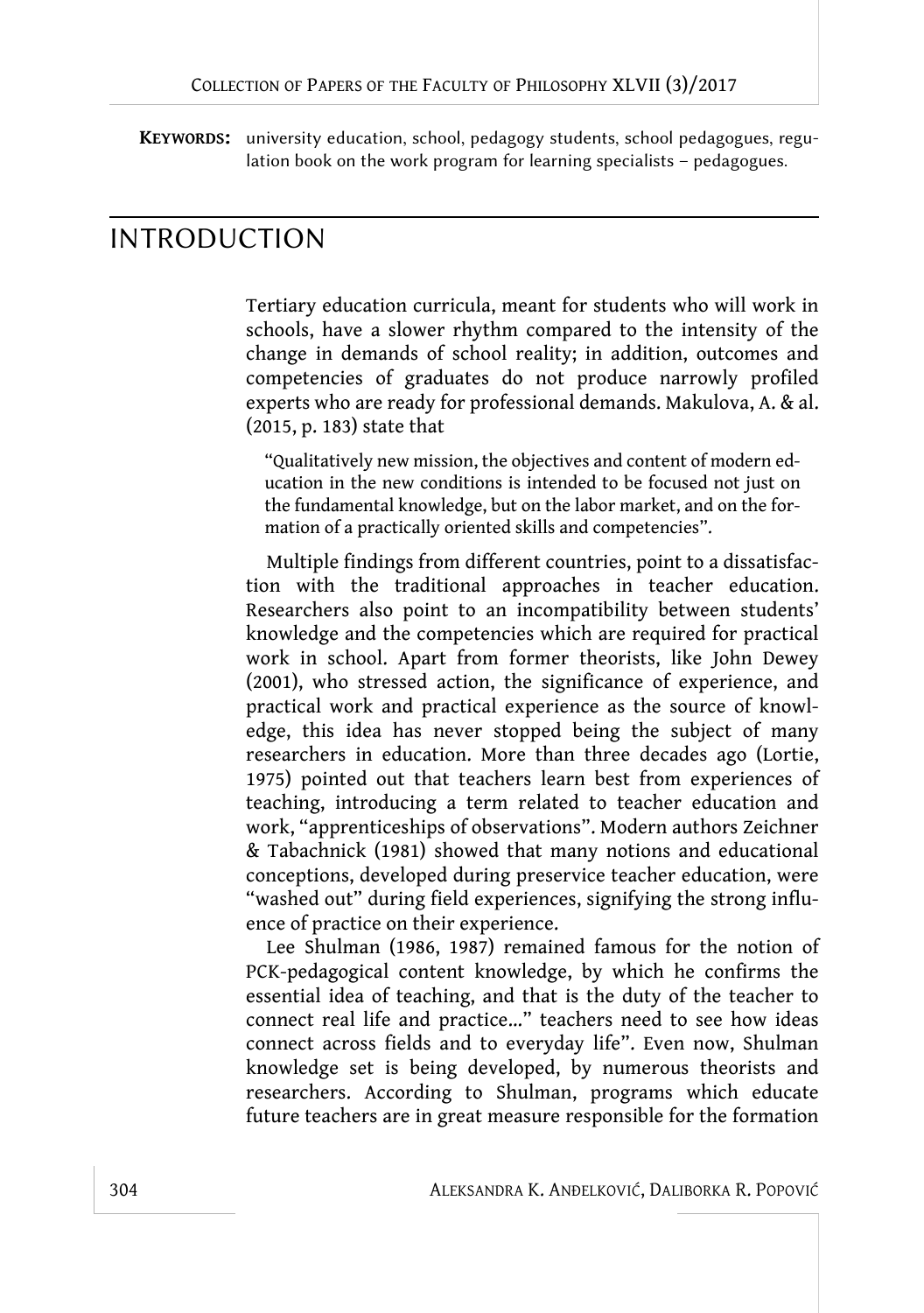**KEYWORDS:** university education, school, pedagogy students, school pedagogues, regulation book on the work program for learning specialists – pedagogues.

# INTRODUCTION

Tertiary education curricula, meant for students who will work in schools, have a slower rhythm compared to the intensity of the change in demands of school reality; in addition, outcomes and competencies of graduates do not produce narrowly profiled experts who are ready for professional demands. Makulova, A. & al. (2015, p. 183) state that

> "Qualitatively new mission, the objectives and content of modern education in the new conditions is intended to be focused not just on the fundamental knowledge, but on the labor market, and on the formation of a practically oriented skills and competencies".

Multiple findings from different countries, point to a dissatisfaction with the traditional approaches in teacher education. Researchers also point to an incompatibility between students' knowledge and the competencies which are required for practical work in school. Apart from former theorists, like John Dewey (2001), who stressed action, the significance of experience, and practical work and practical experience as the source of knowledge, this idea has never stopped being the subject of many researchers in education. More than three decades ago (Lortie, 1975) pointed out that teachers learn best from experiences of teaching, introducing a term related to teacher education and work, "apprenticeships of observations". Modern authors Zeichner & Tabachnick (1981) showed that many notions and educational conceptions, developed during preservice teacher education, were "washed out" during field experiences, signifying the strong influence of practice on their experience.

Lee Shulman (1986, 1987) remained famous for the notion of PCK-pedagogical content knowledge, by which he confirms the essential idea of teaching, and that is the duty of the teacher to connect real life and practice..." teachers need to see how ideas connect across fields and to everyday life". Even now, Shulman knowledge set is being developed, by numerous theorists and researchers. According to Shulman, programs which educate future teachers are in great measure responsible for the formation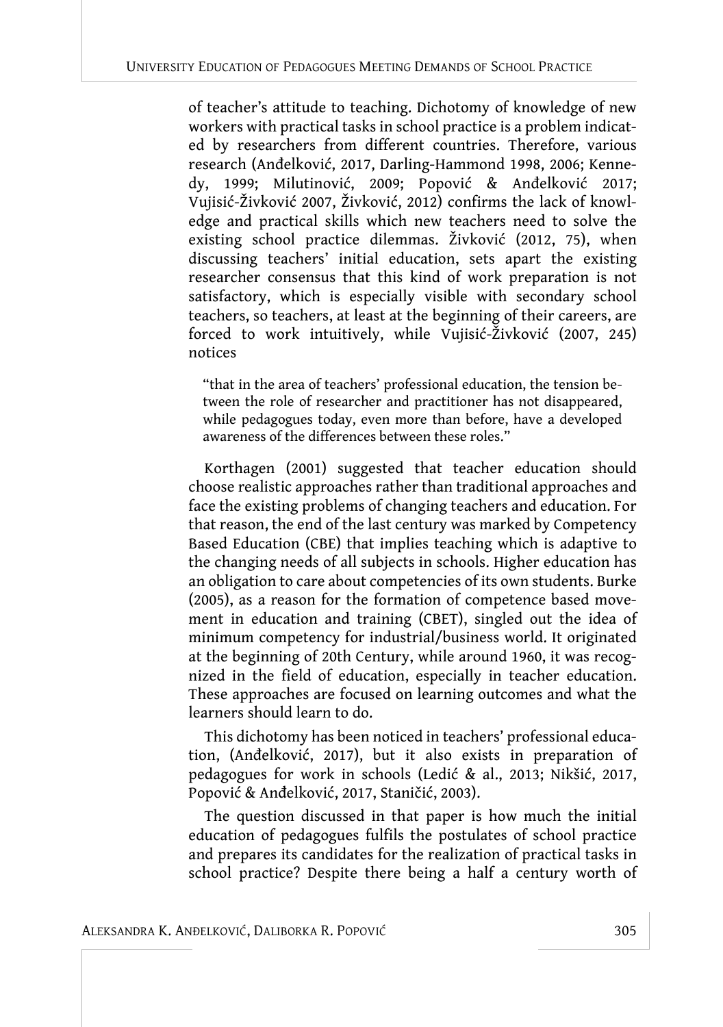of teacher's attitude to teaching. Dichotomy of knowledge of new workers with practical tasks in school practice is a problem indicated by researchers from different countries. Therefore, various research (Anđelković, 2017, Darling-Hammond 1998, 2006; Kennedy, 1999; Milutinović, 2009; Popović & Anđelković 2017; Vujisić-Živković 2007, Živković, 2012) confirms the lack of knowledge and practical skills which new teachers need to solve the existing school practice dilemmas. Živković (2012, 75), when discussing teachers' initial education, sets apart the existing researcher consensus that this kind of work preparation is not satisfactory, which is especially visible with secondary school teachers, so teachers, at least at the beginning of their careers, are forced to work intuitively, while Vujisić-Živković (2007, 245) notices

> "that in the area of teachers' professional education, the tension between the role of researcher and practitioner has not disappeared, while pedagogues today, even more than before, have a developed awareness of the differences between these roles."

Korthagen (2001) suggested that teacher education should choose realistic approaches rather than traditional approaches and face the existing problems of changing teachers and education. For that reason, the end of the last century was marked by Competency Based Education (CBE) that implies teaching which is adaptive to the changing needs of all subjects in schools. Higher education has an obligation to care about competencies of its own students. Burke (2005), as a reason for the formation of competence based movement in education and training (CBET), singled out the idea of minimum competency for industrial/business world. It originated at the beginning of 20th Century, while around 1960, it was recognized in the field of education, especially in teacher education. These approaches are focused on learning outcomes and what the learners should learn to do.

This dichotomy has been noticed in teachers' professional education, (Anđelković, 2017), but it also exists in preparation of pedagogues for work in schools (Ledić & al., 2013; Nikšić, 2017, Popović & Anđelković, 2017, Staničić, 2003).

The question discussed in that paper is how much the initial education of pedagogues fulfils the postulates of school practice and prepares its candidates for the realization of practical tasks in school practice? Despite there being a half a century worth of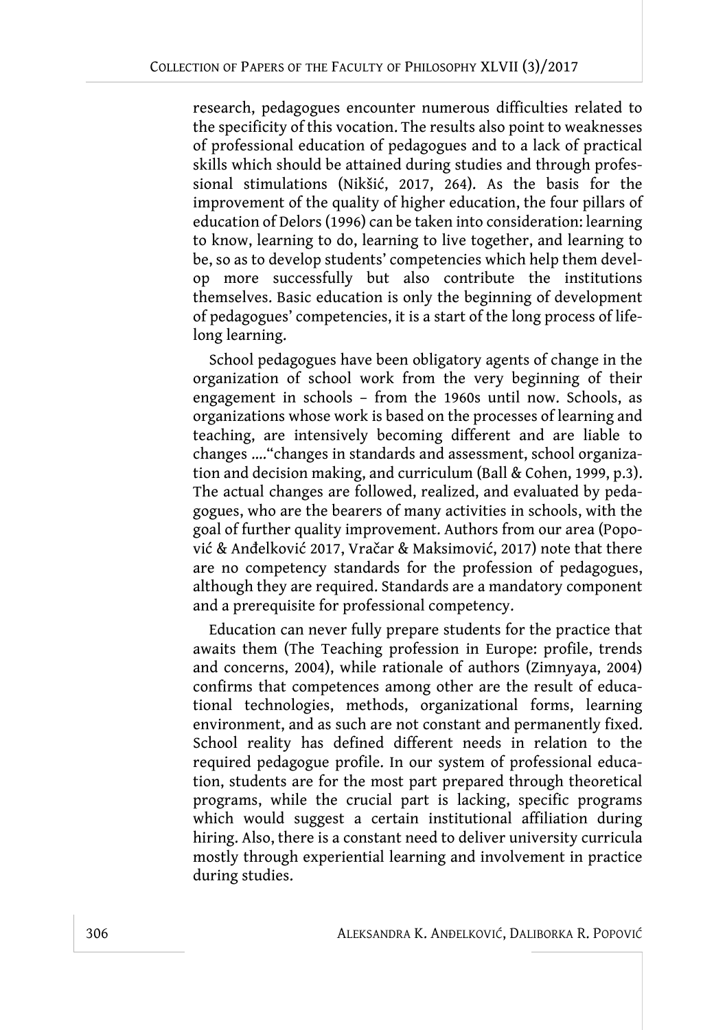research, pedagogues encounter numerous difficulties related to the specificity of this vocation. The results also point to weaknesses of professional education of pedagogues and to a lack of practical skills which should be attained during studies and through professional stimulations (Nikšić, 2017, 264). As the basis for the improvement of the quality of higher education, the four pillars of education of Delors (1996) can be taken into consideration: learning to know, learning to do, learning to live together, and learning to be, so as to develop students' competencies which help them develop more successfully but also contribute the institutions themselves. Basic education is only the beginning of development of pedagogues' competencies, it is a start of the long process of lifelong learning.

School pedagogues have been obligatory agents of change in the organization of school work from the very beginning of their engagement in schools – from the 1960s until now. Schools, as organizations whose work is based on the processes of learning and teaching, are intensively becoming different and are liable to changes ....“changes in standards and assessment, school organization and decision making, and curriculum (Ball & Cohen, 1999, p.3). The actual changes are followed, realized, and evaluated by pedagogues, who are the bearers of many activities in schools, with the goal of further quality improvement. Authors from our area (Popović & Anđelković 2017, Vračar & Maksimović, 2017) note that there are no competency standards for the profession of pedagogues, although they are required. Standards are a mandatory component and a prerequisite for professional competency.

Education can never fully prepare students for the practice that awaits them (The Teaching profession in Europe: profile, trends and concerns, 2004), while rationale of authors (Zimnyaya, 2004) confirms that competences among other are the result of educational technologies, methods, organizational forms, learning environment, and as such are not constant and permanently fixed. School reality has defined different needs in relation to the required pedagogue profile. In our system of professional education, students are for the most part prepared through theoretical programs, while the crucial part is lacking, specific programs which would suggest a certain institutional affiliation during hiring. Also, there is a constant need to deliver university curricula mostly through experiential learning and involvement in practice during studies.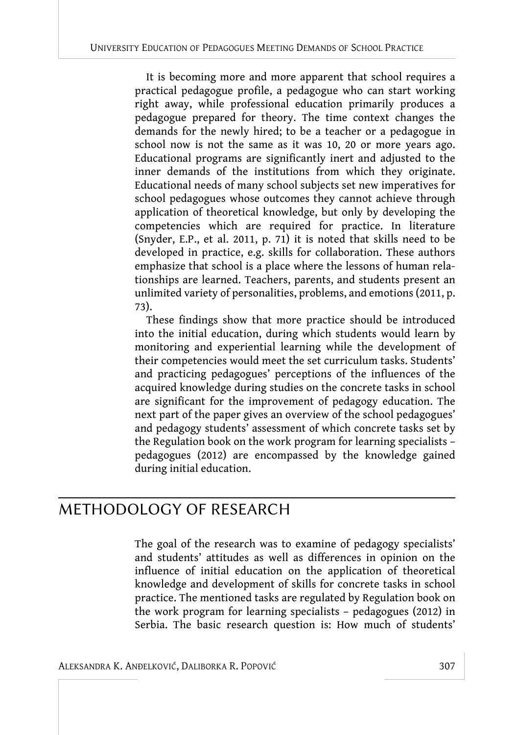It is becoming more and more apparent that school requires a practical pedagogue profile, a pedagogue who can start working right away, while professional education primarily produces a pedagogue prepared for theory. The time context changes the demands for the newly hired; to be a teacher or a pedagogue in school now is not the same as it was 10, 20 or more years ago. Educational programs are significantly inert and adjusted to the inner demands of the institutions from which they originate. Educational needs of many school subjects set new imperatives for school pedagogues whose outcomes they cannot achieve through application of theoretical knowledge, but only by developing the competencies which are required for practice. In literature (Snyder, E.P., et al. 2011, p. 71) it is noted that skills need to be developed in practice, e.g. skills for collaboration. These authors emphasize that school is a place where the lessons of human relationships are learned. Teachers, parents, and students present an unlimited variety of personalities, problems, and emotions (2011, p. 73).

These findings show that more practice should be introduced into the initial education, during which students would learn by monitoring and experiential learning while the development of their competencies would meet the set curriculum tasks. Students' and practicing pedagogues' perceptions of the influences of the acquired knowledge during studies on the concrete tasks in school are significant for the improvement of pedagogy education. The next part of the paper gives an overview of the school pedagogues' and pedagogy students' assessment of which concrete tasks set by the Regulation book on the work program for learning specialists – pedagogues (2012) are encompassed by the knowledge gained during initial education.

## METHODOLOGY OF RESEARCH

The goal of the research was to examine of pedagogy specialists' and students' attitudes as well as differences in opinion on the influence of initial education on the application of theoretical knowledge and development of skills for concrete tasks in school practice. The mentioned tasks are regulated by Regulation book on the work program for learning specialists – pedagogues (2012) in Serbia. The basic research question is: How much of students'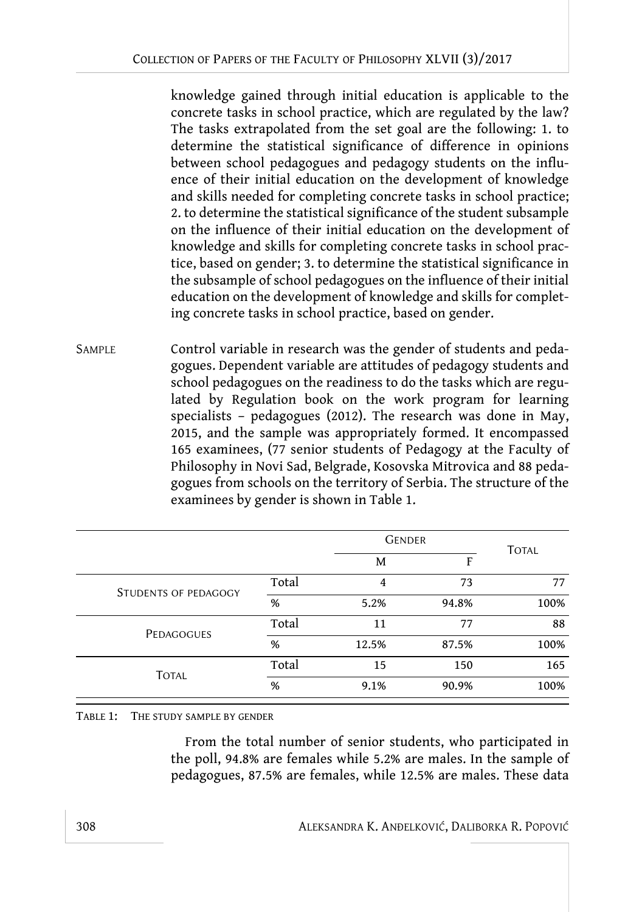knowledge gained through initial education is applicable to the concrete tasks in school practice, which are regulated by the law? The tasks extrapolated from the set goal are the following: 1. to determine the statistical significance of difference in opinions between school pedagogues and pedagogy students on the influence of their initial education on the development of knowledge and skills needed for completing concrete tasks in school practice; 2. to determine the statistical significance of the student subsample on the influence of their initial education on the development of knowledge and skills for completing concrete tasks in school practice, based on gender; 3. to determine the statistical significance in the subsample of school pedagogues on the influence of their initial education on the development of knowledge and skills for completing concrete tasks in school practice, based on gender.

SAMPLE

Control variable in research was the gender of students and pedagogues. Dependent variable are attitudes of pedagogy students and school pedagogues on the readiness to do the tasks which are regulated by Regulation book on the work program for learning specialists – pedagogues (2012). The research was done in May, 2015, and the sample was appropriately formed. It encompassed 165 examinees, (77 senior students of Pedagogy at the Faculty of Philosophy in Novi Sad, Belgrade, Kosovska Mitrovica and 88 pedagogues from schools on the territory of Serbia. The structure of the examinees by gender is shown in Table 1.

| | | Gender | | Total |
|---|---|---|---|---|
| | | M | F | |
| Students of pedagogy | Total | 4 | 73 | 77 |
| | % | 5.2% | 94.8% | 100% |
| Pedagogues | Total | 11 | 77 | 88 |
| | % | 12.5% | 87.5% | 100% |
| Total | Total | 15 | 150 | 165 |
| | % | 9.1% | 90.9% | 100% |

TABLE 1: THE STUDY SAMPLE BY GENDER

From the total number of senior students, who participated in the poll, 94.8% are females while 5.2% are males. In the sample of pedagogues, 87.5% are females, while 12.5% are males. These data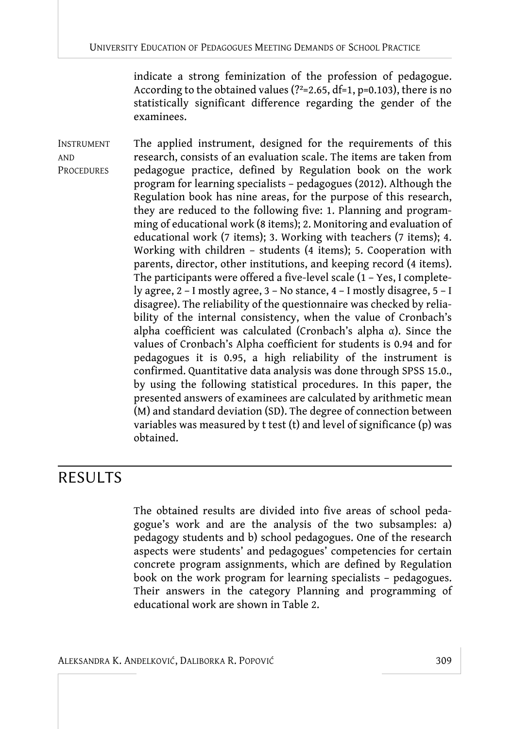indicate a strong feminization of the profession of pedagogue. According to the obtained values ($?^2=2.65$, $df=1$, $p=0.103$), there is no statistically significant difference regarding the gender of the examinees.

**Instrument and Procedures**

The applied instrument, designed for the requirements of this research, consists of an evaluation scale. The items are taken from pedagogue practice, defined by Regulation book on the work program for learning specialists – pedagogues (2012). Although the Regulation book has nine areas, for the purpose of this research, they are reduced to the following five: 1. Planning and programming of educational work (8 items); 2. Monitoring and evaluation of educational work (7 items); 3. Working with teachers (7 items); 4. Working with children – students (4 items); 5. Cooperation with parents, director, other institutions, and keeping record (4 items). The participants were offered a five-level scale (1 – Yes, I completely agree, 2 – I mostly agree, 3 – No stance, 4 – I mostly disagree, 5 – I disagree). The reliability of the questionnaire was checked by reliability of the internal consistency, when the value of Cronbach's alpha coefficient was calculated (Cronbach's alpha $\alpha$). Since the values of Cronbach's Alpha coefficient for students is 0.94 and for pedagogues it is 0.95, a high reliability of the instrument is confirmed. Quantitative data analysis was done through SPSS 15.0., by using the following statistical procedures. In this paper, the presented answers of examinees are calculated by arithmetic mean (M) and standard deviation (SD). The degree of connection between variables was measured by t test (t) and level of significance (p) was obtained.

## RESULTS

The obtained results are divided into five areas of school pedagogue's work and are the analysis of the two subsamples: a) pedagogy students and b) school pedagogues. One of the research aspects were students' and pedagogues' competencies for certain concrete program assignments, which are defined by Regulation book on the work program for learning specialists – pedagogues. Their answers in the category Planning and programming of educational work are shown in Table 2.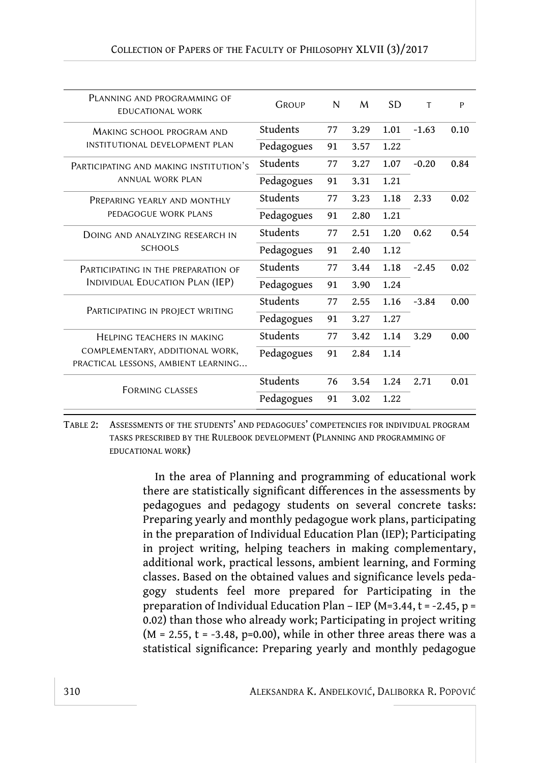| Planning and programming of educational work | Group | N | M | SD | t | p |
|---|---|---|---|---|---|---|
| Making school program and institutional development plan | Students | 77 | 3.29 | 1.01 | -1.63 | 0.10 |
| | Pedagogues | 91 | 3.57 | 1.22 | | |
| Participating and making institution's annual work plan | Students | 77 | 3.27 | 1.07 | -0.20 | 0.84 |
| | Pedagogues | 91 | 3.31 | 1.21 | | |
| Preparing yearly and monthly pedagogue work plans | Students | 77 | 3.23 | 1.18 | 2.33 | 0.02 |
| | Pedagogues | 91 | 2.80 | 1.21 | | |
| Doing and analyzing research in schools | Students | 77 | 2.51 | 1.20 | 0.62 | 0.54 |
| | Pedagogues | 91 | 2.40 | 1.12 | | |
| Participating in the preparation of Individual Education Plan (IEP) | Students | 77 | 3.44 | 1.18 | -2.45 | 0.02 |
| | Pedagogues | 91 | 3.90 | 1.24 | | |
| Participating in project writing | Students | 77 | 2.55 | 1.16 | -3.84 | 0.00 |
| | Pedagogues | 91 | 3.27 | 1.27 | | |
| Helping teachers in making complementary, additional work, practical lessons, ambient learning... | Students | 77 | 3.42 | 1.14 | 3.29 | 0.00 |
| | Pedagogues | 91 | 2.84 | 1.14 | | |
| Forming classes | Students | 76 | 3.54 | 1.24 | 2.71 | 0.01 |
| | Pedagogues | 91 | 3.02 | 1.22 | | |

Table 2: Assessments of the students' and pedagogues' competencies for individual program tasks prescribed by the Rulebook development (Planning and programming of educational work)

In the area of Planning and programming of educational work there are statistically significant differences in the assessments by pedagogues and pedagogy students on several concrete tasks: Preparing yearly and monthly pedagogue work plans, participating in the preparation of Individual Education Plan (IEP); Participating in project writing, helping teachers in making complementary, additional work, practical lessons, ambient learning, and Forming classes. Based on the obtained values and significance levels pedagogy students feel more prepared for Participating in the preparation of Individual Education Plan – IEP ($M=3.44$, $t = -2.45$, $p = 0.02$) than those who already work; Participating in project writing ($M = 2.55$, $t = -3.48$, $p=0.00$), while in other three areas there was a statistical significance: Preparing yearly and monthly pedagogue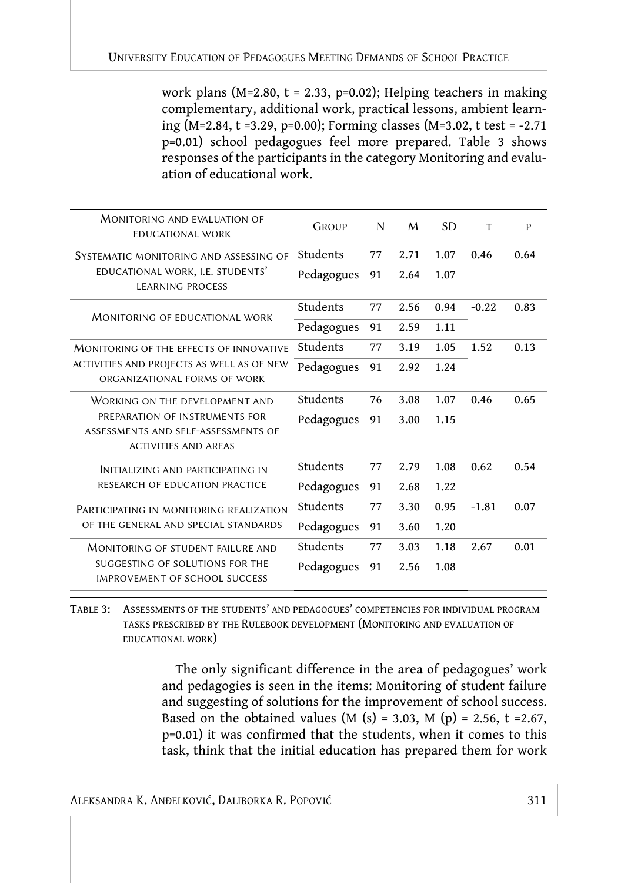work plans ($M=2.80$, $t = 2.33$, $p=0.02$); Helping teachers in making complementary, additional work, practical lessons, ambient learning ($M=2.84$, $t =3.29$, $p=0.00$); Forming classes ($M=3.02$, t test = $-2.71$ $p=0.01$) school pedagogues feel more prepared. Table 3 shows responses of the participants in the category Monitoring and evaluation of educational work.

| Monitoring and evaluation of educational work | Group | N | M | SD | t | p |
|---|---|---|---|---|---|---|
| Systematic monitoring and assessing of educational work, i.e. students' learning process | Students | 77 | 2.71 | 1.07 | 0.46 | 0.64 |
| | Pedagogues | 91 | 2.64 | 1.07 | | |
| Monitoring of educational work | Students | 77 | 2.56 | 0.94 | -0.22 | 0.83 |
| | Pedagogues | 91 | 2.59 | 1.11 | | |
| Monitoring of the effects of innovative activities and projects as well as of new organizational forms of work | Students | 77 | 3.19 | 1.05 | 1.52 | 0.13 |
| | Pedagogues | 91 | 2.92 | 1.24 | | |
| Working on the development and preparation of instruments for assessments and self-assessments of activities and areas | Students | 76 | 3.08 | 1.07 | 0.46 | 0.65 |
| | Pedagogues | 91 | 3.00 | 1.15 | | |
| Initializing and participating in research of education practice | Students | 77 | 2.79 | 1.08 | 0.62 | 0.54 |
| | Pedagogues | 91 | 2.68 | 1.22 | | |
| Participating in monitoring realization of the general and special standards | Students | 77 | 3.30 | 0.95 | -1.81 | 0.07 |
| | Pedagogues | 91 | 3.60 | 1.20 | | |
| Monitoring of student failure and suggesting of solutions for the improvement of school success | Students | 77 | 3.03 | 1.18 | 2.67 | 0.01 |
| | Pedagogues | 91 | 2.56 | 1.08 | | |

Table 3: Assessments of the students' and pedagogues' competencies for individual program tasks prescribed by the Rulebook development (Monitoring and evaluation of educational work)

The only significant difference in the area of pedagogues' work and pedagogies is seen in the items: Monitoring of student failure and suggesting of solutions for the improvement of school success. Based on the obtained values ($M (s) = 3.03$, $M (p) = 2.56$, $t =2.67$, $p=0.01$) it was confirmed that the students, when it comes to this task, think that the initial education has prepared them for work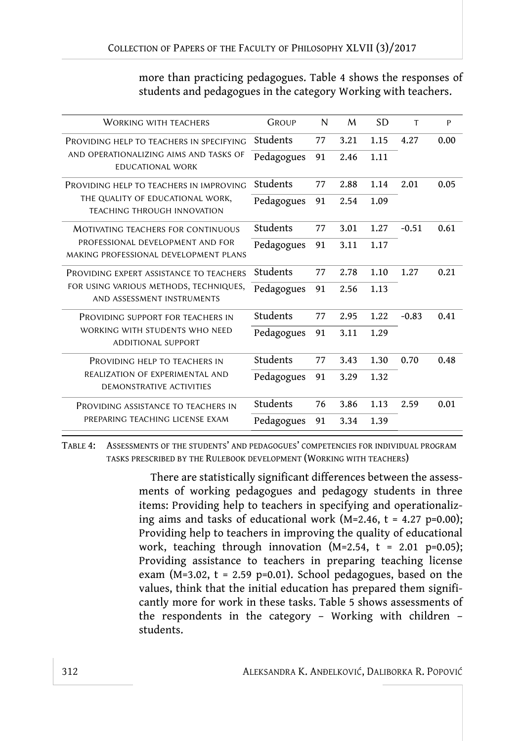more than practicing pedagogues. Table 4 shows the responses of students and pedagogues in the category Working with teachers.

| Working with teachers | Group | N | M | SD | t | p |
|---|---|---|---|---|---|---|
| Providing help to teachers in specifying and operationalizing aims and tasks of educational work | Students | 77 | 3.21 | 1.15 | 4.27 | 0.00 |
| | Pedagogues | 91 | 2.46 | 1.11 | | |
| Providing help to teachers in improving the quality of educational work, teaching through innovation | Students | 77 | 2.88 | 1.14 | 2.01 | 0.05 |
| | Pedagogues | 91 | 2.54 | 1.09 | | |
| Motivating teachers for continuous professional development and for making professional development plans | Students | 77 | 3.01 | 1.27 | -0.51 | 0.61 |
| | Pedagogues | 91 | 3.11 | 1.17 | | |
| Providing expert assistance to teachers for using various methods, techniques, and assessment instruments | Students | 77 | 2.78 | 1.10 | 1.27 | 0.21 |
| | Pedagogues | 91 | 2.56 | 1.13 | | |
| Providing support for teachers in working with students who need additional support | Students | 77 | 2.95 | 1.22 | -0.83 | 0.41 |
| | Pedagogues | 91 | 3.11 | 1.29 | | |
| Providing help to teachers in realization of experimental and demonstrative activities | Students | 77 | 3.43 | 1.30 | 0.70 | 0.48 |
| | Pedagogues | 91 | 3.29 | 1.32 | | |
| Providing assistance to teachers in preparing teaching license exam | Students | 76 | 3.86 | 1.13 | 2.59 | 0.01 |
| | Pedagogues | 91 | 3.34 | 1.39 | | |

Table 4: Assessments of the students' and pedagogues' competencies for individual program tasks prescribed by the Rulebook development (Working with teachers)

There are statistically significant differences between the assessments of working pedagogues and pedagogy students in three items: Providing help to teachers in specifying and operationalizing aims and tasks of educational work (M=2.46, t = 4.27 p=0.00); Providing help to teachers in improving the quality of educational work, teaching through innovation (M=2.54, t = 2.01 p=0.05); Providing assistance to teachers in preparing teaching license exam (M=3.02, t = 2.59 p=0.01). School pedagogues, based on the values, think that the initial education has prepared them significantly more for work in these tasks. Table 5 shows assessments of the respondents in the category – Working with children – students.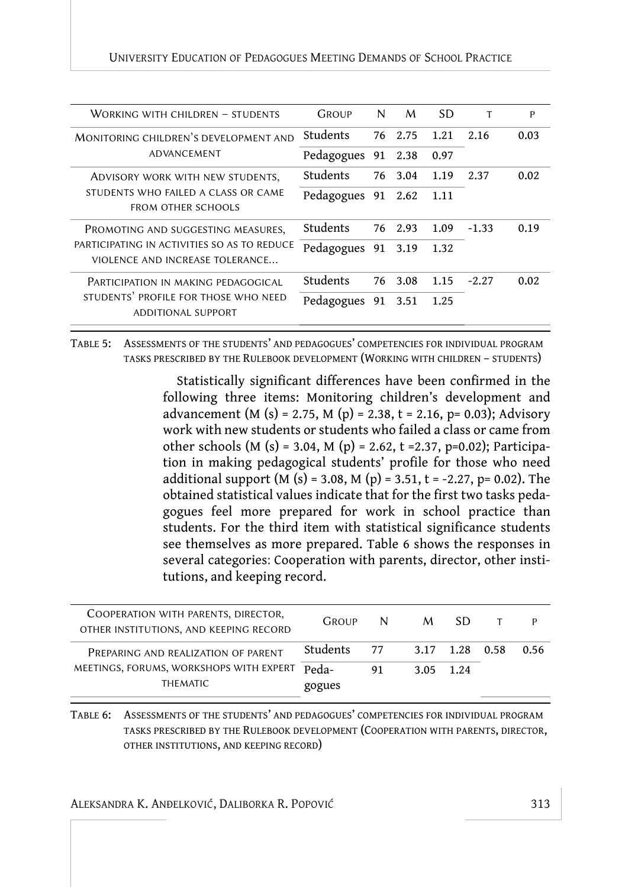| Working with children – students | Group | N | M | SD | t | p |
|---|---|---|---|---|---|---|
| Monitoring children's development and advancement | Students | 76 | 2.75 | 1.21 | 2.16 | 0.03 |
| | Pedagogues | 91 | 2.38 | 0.97 | | |
| Advisory work with new students, students who failed a class or came from other schools | Students | 76 | 3.04 | 1.19 | 2.37 | 0.02 |
| | Pedagogues | 91 | 2.62 | 1.11 | | |
| Promoting and suggesting measures, participating in activities so as to reduce violence and increase tolerance... | Students | 76 | 2.93 | 1.09 | -1.33 | 0.19 |
| | Pedagogues | 91 | 3.19 | 1.32 | | |
| Participation in making pedagogical students' profile for those who need additional support | Students | 76 | 3.08 | 1.15 | -2.27 | 0.02 |
| | Pedagogues | 91 | 3.51 | 1.25 | | |

Table 5: Assessments of the students' and pedagogues' competencies for individual program tasks prescribed by the Rulebook development (Working with children – students)

Statistically significant differences have been confirmed in the following three items: Monitoring children's development and advancement (M (s) = 2.75, M (p) = 2.38, t = 2.16, p= 0.03); Advisory work with new students or students who failed a class or came from other schools (M (s) = 3.04, M (p) = 2.62, t =2.37, p=0.02); Participation in making pedagogical students' profile for those who need additional support (M (s) = 3.08, M (p) = 3.51, t = -2.27, p= 0.02). The obtained statistical values indicate that for the first two tasks pedagogues feel more prepared for work in school practice than students. For the third item with statistical significance students see themselves as more prepared. Table 6 shows the responses in several categories: Cooperation with parents, director, other institutions, and keeping record.

| Cooperation with parents, director, other institutions, and keeping record | Group | N | M | SD | t | p |
|---|---|---|---|---|---|---|
| Preparing and realization of parent meetings, forums, workshops with expert thematic | Students | 77 | 3.17 | 1.28 | 0.58 | 0.56 |
| | Pedagogues | 91 | 3.05 | 1.24 | | |

Table 6: Assessments of the students' and pedagogues' competencies for individual program tasks prescribed by the Rulebook development (Cooperation with parents, director, other institutions, and keeping record)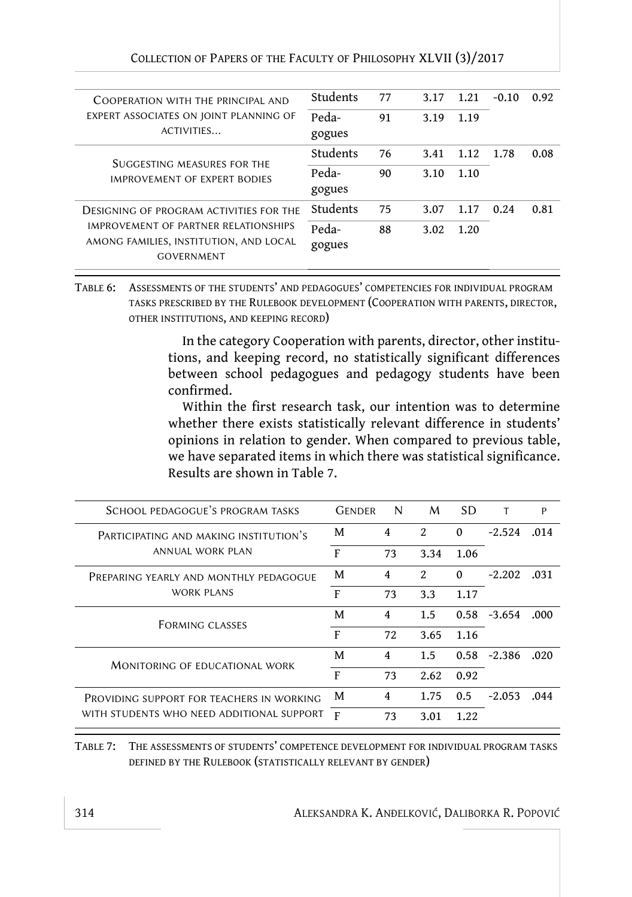| | | | | | | |
|---|---|---|---|---|---|---|
| Cooperation with the principal and expert associates on joint planning of activities... | Students | 77 | 3.17 | 1.21 | -0.10 | 0.92 |
| | Pedagogues | 91 | 3.19 | 1.19 | | |
| Suggesting measures for the improvement of expert bodies | Students | 76 | 3.41 | 1.12 | 1.78 | 0.08 |
| | Pedagogues | 90 | 3.10 | 1.10 | | |
| Designing of program activities for the improvement of partner relationships among families, institution, and local government | Students | 75 | 3.07 | 1.17 | 0.24 | 0.81 |
| | Pedagogues | 88 | 3.02 | 1.20 | | |

Table 6: Assessments of the students' and pedagogues' competencies for individual program tasks prescribed by the Rulebook development (Cooperation with parents, director, other institutions, and keeping record)

In the category Cooperation with parents, director, other institutions, and keeping record, no statistically significant differences between school pedagogues and pedagogy students have been confirmed.

Within the first research task, our intention was to determine whether there exists statistically relevant difference in students' opinions in relation to gender. When compared to previous table, we have separated items in which there was statistical significance. Results are shown in Table 7.

| School pedagogue's program tasks | Gender | N | M | SD | T | P |
|---|---|---|---|---|---|---|
| Participating and making institution's annual work plan | M | 4 | 2 | 0 | -2.524 | .014 |
| | F | 73 | 3.34 | 1.06 | | |
| Preparing yearly and monthly pedagogue work plans | M | 4 | 2 | 0 | -2.202 | .031 |
| | F | 73 | 3.3 | 1.17 | | |
| Forming classes | M | 4 | 1.5 | 0.58 | -3.654 | .000 |
| | F | 72 | 3.65 | 1.16 | | |
| Monitoring of educational work | M | 4 | 1.5 | 0.58 | -2.386 | .020 |
| | F | 73 | 2.62 | 0.92 | | |
| Providing support for teachers in working with students who need additional support | M | 4 | 1.75 | 0.5 | -2.053 | .044 |
| | F | 73 | 3.01 | 1.22 | | |

Table 7: The assessments of students' competence development for individual program tasks defined by the Rulebook (statistically relevant by gender)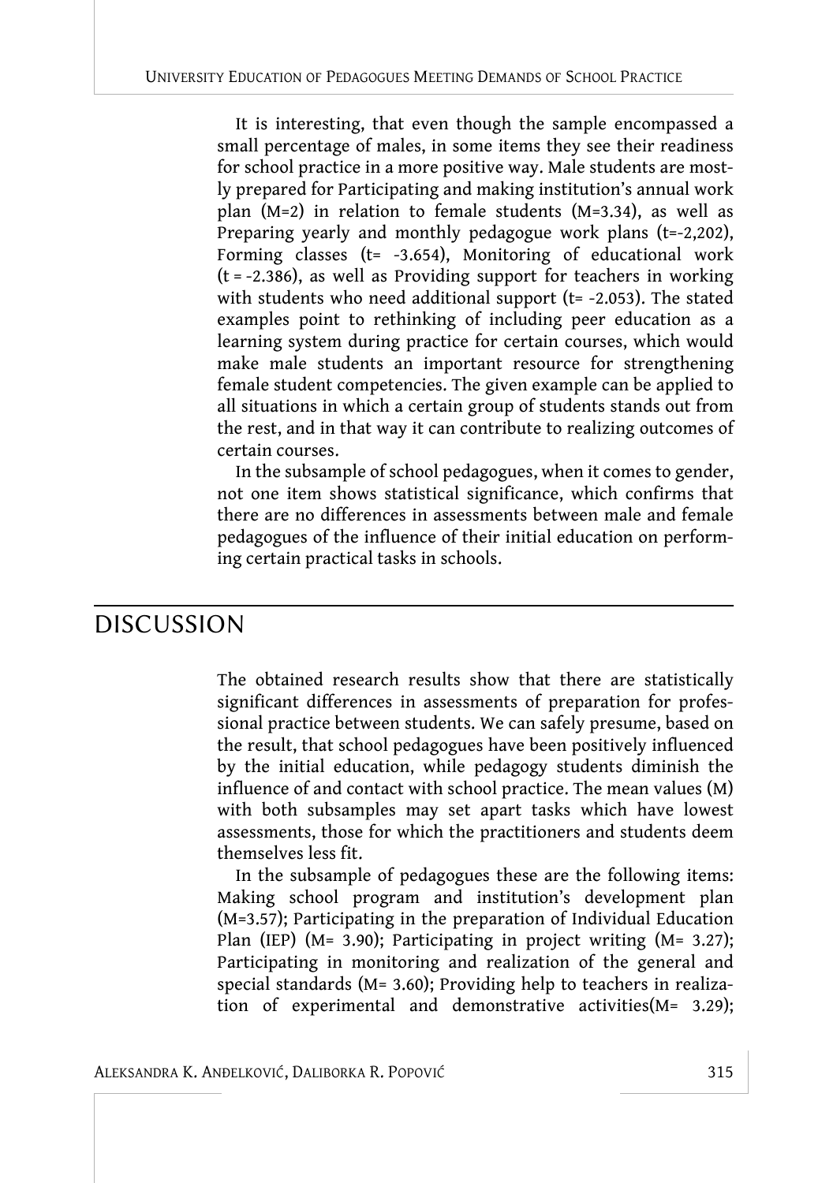It is interesting, that even though the sample encompassed a small percentage of males, in some items they see their readiness for school practice in a more positive way. Male students are mostly prepared for Participating and making institution's annual work plan (M=2) in relation to female students (M=3.34), as well as Preparing yearly and monthly pedagogue work plans (t=-2,202), Forming classes (t= -3.654), Monitoring of educational work (t = -2.386), as well as Providing support for teachers in working with students who need additional support (t= -2.053). The stated examples point to rethinking of including peer education as a learning system during practice for certain courses, which would make male students an important resource for strengthening female student competencies. The given example can be applied to all situations in which a certain group of students stands out from the rest, and in that way it can contribute to realizing outcomes of certain courses.

In the subsample of school pedagogues, when it comes to gender, not one item shows statistical significance, which confirms that there are no differences in assessments between male and female pedagogues of the influence of their initial education on performing certain practical tasks in schools.

## DISCUSSION

The obtained research results show that there are statistically significant differences in assessments of preparation for professional practice between students. We can safely presume, based on the result, that school pedagogues have been positively influenced by the initial education, while pedagogy students diminish the influence of and contact with school practice. The mean values (M) with both subsamples may set apart tasks which have lowest assessments, those for which the practitioners and students deem themselves less fit.

In the subsample of pedagogues these are the following items: Making school program and institution's development plan (M=3.57); Participating in the preparation of Individual Education Plan (IEP) (M= 3.90); Participating in project writing (M= 3.27); Participating in monitoring and realization of the general and special standards (M= 3.60); Providing help to teachers in realization of experimental and demonstrative activities(M= 3.29);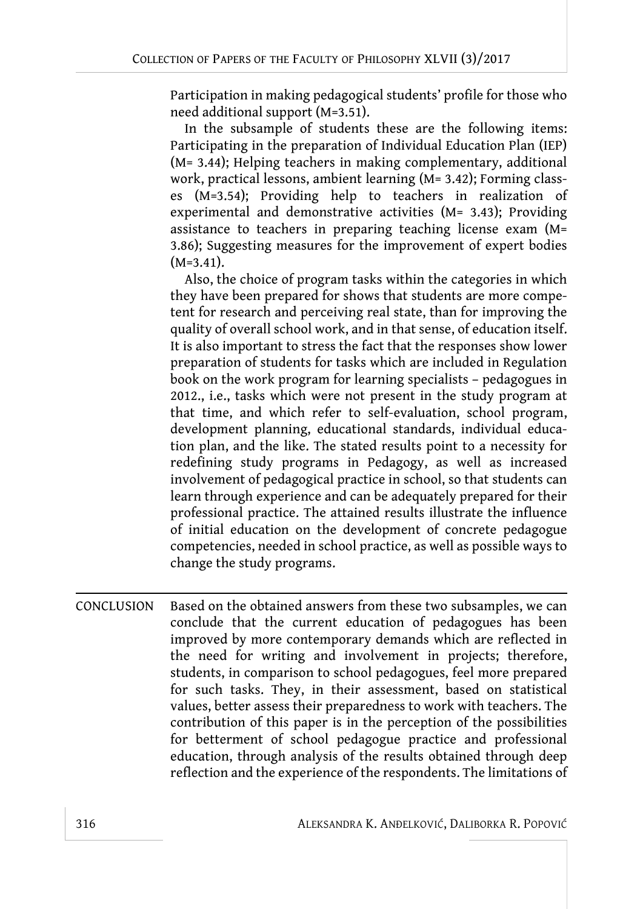Participation in making pedagogical students' profile for those who need additional support (M=3.51).

In the subsample of students these are the following items: Participating in the preparation of Individual Education Plan (IEP) (M= 3.44); Helping teachers in making complementary, additional work, practical lessons, ambient learning (M= 3.42); Forming classes (M=3.54); Providing help to teachers in realization of experimental and demonstrative activities (M= 3.43); Providing assistance to teachers in preparing teaching license exam (M= 3.86); Suggesting measures for the improvement of expert bodies (M=3.41).

Also, the choice of program tasks within the categories in which they have been prepared for shows that students are more competent for research and perceiving real state, than for improving the quality of overall school work, and in that sense, of education itself. It is also important to stress the fact that the responses show lower preparation of students for tasks which are included in Regulation book on the work program for learning specialists – pedagogues in 2012., i.e., tasks which were not present in the study program at that time, and which refer to self-evaluation, school program, development planning, educational standards, individual education plan, and the like. The stated results point to a necessity for redefining study programs in Pedagogy, as well as increased involvement of pedagogical practice in school, so that students can learn through experience and can be adequately prepared for their professional practice. The attained results illustrate the influence of initial education on the development of concrete pedagogue competencies, needed in school practice, as well as possible ways to change the study programs.

## CONCLUSION

Based on the obtained answers from these two subsamples, we can conclude that the current education of pedagogues has been improved by more contemporary demands which are reflected in the need for writing and involvement in projects; therefore, students, in comparison to school pedagogues, feel more prepared for such tasks. They, in their assessment, based on statistical values, better assess their preparedness to work with teachers. The contribution of this paper is in the perception of the possibilities for betterment of school pedagogue practice and professional education, through analysis of the results obtained through deep reflection and the experience of the respondents. The limitations of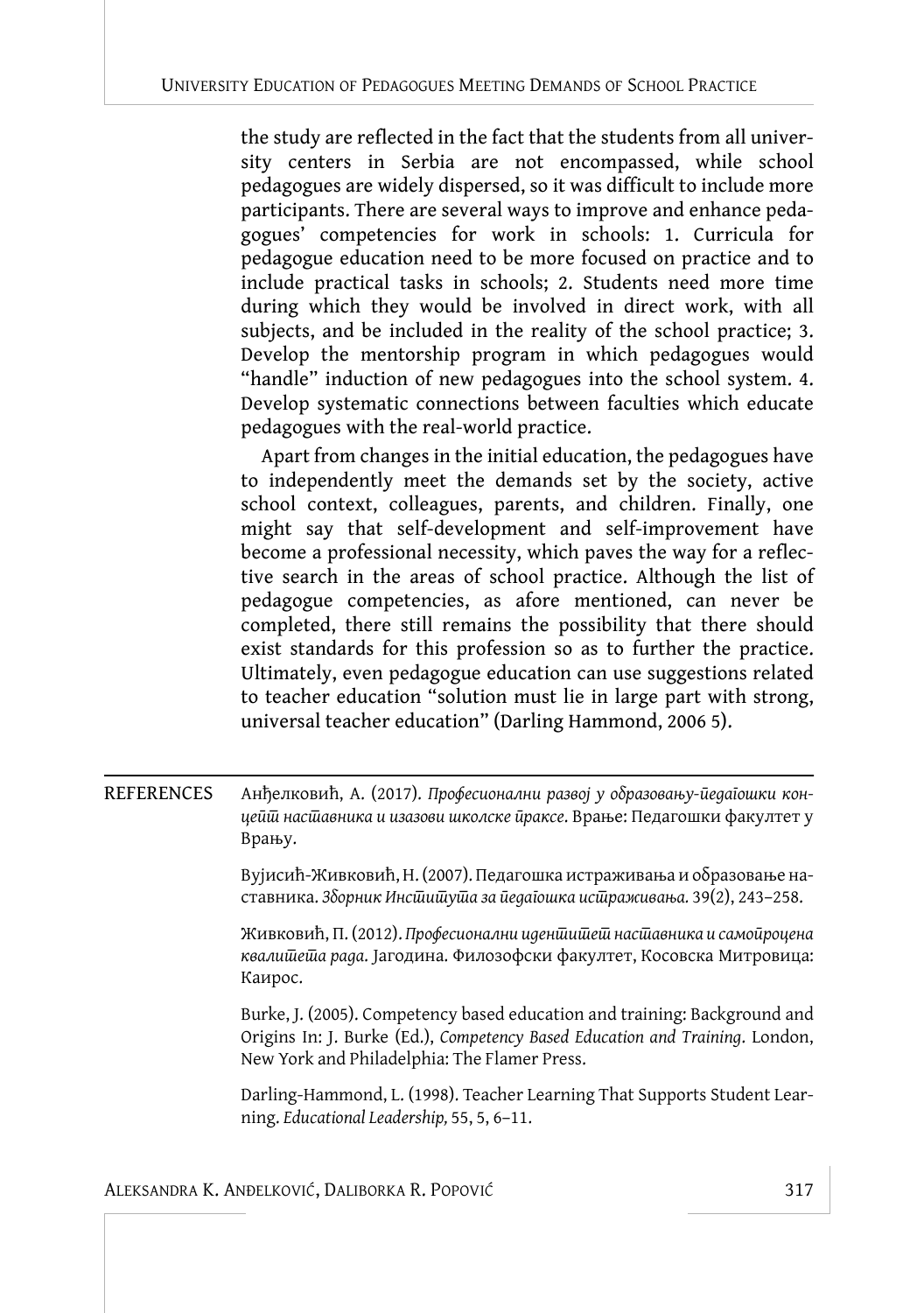the study are reflected in the fact that the students from all university centers in Serbia are not encompassed, while school pedagogues are widely dispersed, so it was difficult to include more participants. There are several ways to improve and enhance pedagogues' competencies for work in schools: 1. Curricula for pedagogue education need to be more focused on practice and to include practical tasks in schools; 2. Students need more time during which they would be involved in direct work, with all subjects, and be included in the reality of the school practice; 3. Develop the mentorship program in which pedagogues would "handle" induction of new pedagogues into the school system. 4. Develop systematic connections between faculties which educate pedagogues with the real-world practice.

Apart from changes in the initial education, the pedagogues have to independently meet the demands set by the society, active school context, colleagues, parents, and children. Finally, one might say that self-development and self-improvement have become a professional necessity, which paves the way for a reflective search in the areas of school practice. Although the list of pedagogue competencies, as afore mentioned, can never be completed, there still remains the possibility that there should exist standards for this profession so as to further the practice. Ultimately, even pedagogue education can use suggestions related to teacher education "solution must lie in large part with strong, universal teacher education" (Darling Hammond, 2006 5).

## REFERENCES

Анђелковић, А. (2017). *Професионални развој у образовању-педагошки концепт наставника и изазови школске праксе*. Врање: Педагошки факултет у Врању.

Вујисић-Живковић, Н. (2007). Педагошка истраживања и образовање наставника. *Зборник Института за педагошка истраживања.* 39(2), 243–258.

Живковић, П. (2012). *Професионални идентитет наставника и самопроцена квалитета рада*. Јагодина. Филозофски факултет, Косовска Митровица: Каирос.

Burke, J. (2005). Competency based education and training: Background and Origins In: J. Burke (Ed.), *Competency Based Education and Training*. London, New York and Philadelphia: The Flamer Press.

Darling-Hammond, L. (1998). Teacher Learning That Supports Student Learning. *Educational Leadership,* 55, 5, 6–11.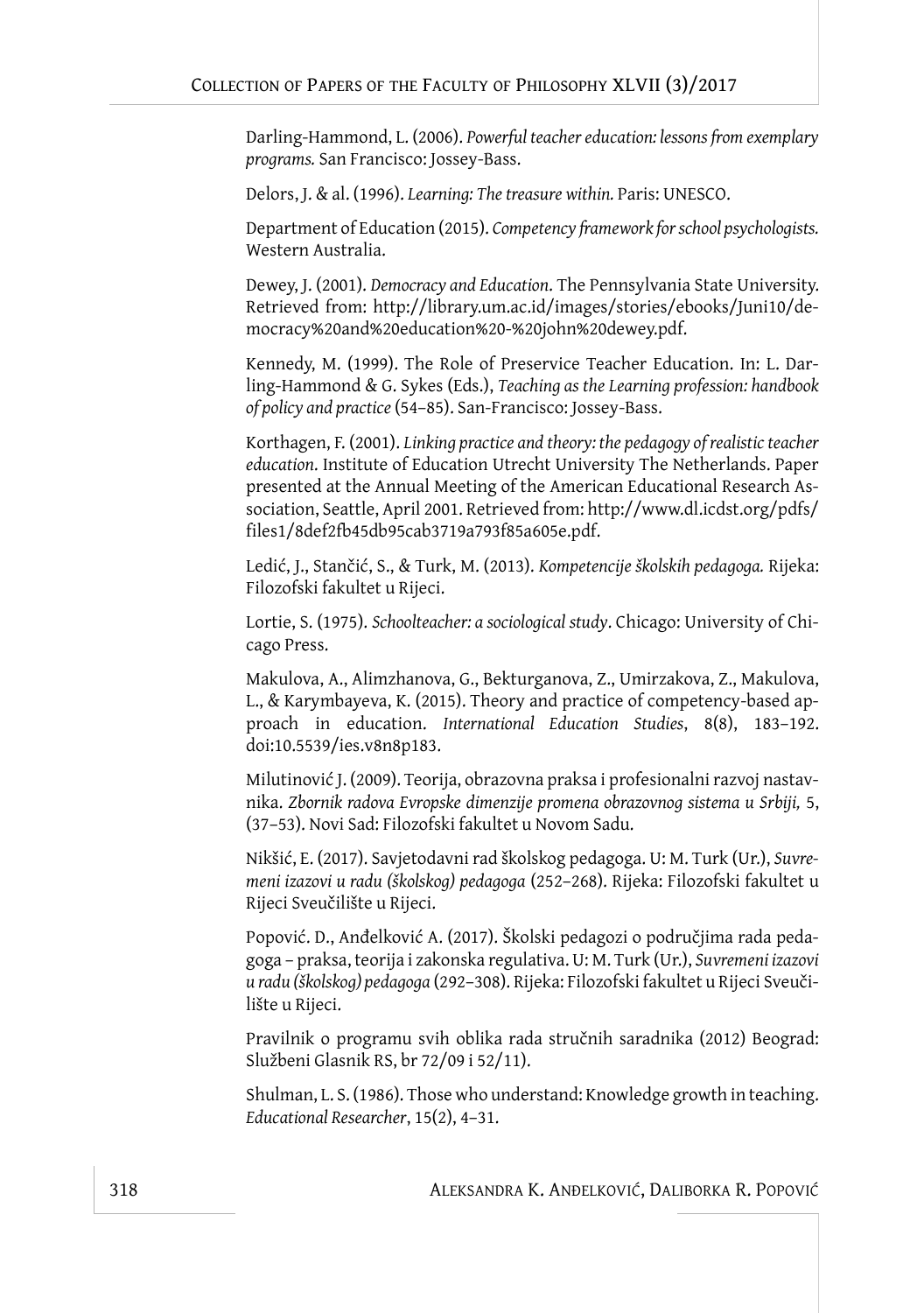Darling-Hammond, L. (2006). *Powerful teacher education: lessons from exemplary programs.* San Francisco: Jossey-Bass.

Delors, J. & al. (1996). *Learning: The treasure within.* Paris: UNESCO.

Department of Education (2015). *Competency framework for school psychologists.* Western Australia.

Dewey, J. (2001). *Democracy and Education*. The Pennsylvania State University. Retrieved from: http://library.um.ac.id/images/stories/ebooks/Juni10/democracy%20and%20education%20-%20john%20dewey.pdf.

Kennedy, M. (1999). The Role of Preservice Teacher Education. In: L. Darling-Hammond & G. Sykes (Eds.), *Teaching as the Learning profession: handbook of policy and practice* (54–85). San-Francisco: Jossey-Bass.

Korthagen, F. (2001). *Linking practice and theory: the pedagogy of realistic teacher education.* Institute of Education Utrecht University The Netherlands. Paper presented at the Annual Meeting of the American Educational Research Association, Seattle, April 2001. Retrieved from: http://www.dl.icdst.org/pdfs/files1/8def2fb45db95cab3719a793f85a605e.pdf.

Ledić, J., Stančić, S., & Turk, M. (2013). *Kompetencije školskih pedagoga.* Rijeka: Filozofski fakultet u Rijeci.

Lortie, S. (1975). *Schoolteacher: a sociological study*. Chicago: University of Chicago Press.

Makulova, A., Alimzhanova, G., Bekturganova, Z., Umirzakova, Z., Makulova, L., & Karymbayeva, K. (2015). Theory and practice of competency-based approach in education. *International Education Studies*, 8(8), 183–192. doi:10.5539/ies.v8n8p183.

Milutinović J. (2009). Teorija, obrazovna praksa i profesionalni razvoj nastavnika. *Zbornik radova Evropske dimenzije promena obrazovnog sistema u Srbiji,* 5, (37–53). Novi Sad: Filozofski fakultet u Novom Sadu.

Nikšić, E. (2017). Savjetodavni rad školskog pedagoga. U: M. Turk (Ur.), *Suvremeni izazovi u radu (školskog) pedagoga* (252–268). Rijeka: Filozofski fakultet u Rijeci Sveučilište u Rijeci.

Popović. D., Anđelković A. (2017). Školski pedagozi o područjima rada pedagoga – praksa, teorija i zakonska regulativa. U: M. Turk (Ur.), *Suvremeni izazovi u radu (školskog) pedagoga* (292–308). Rijeka: Filozofski fakultet u Rijeci Sveučilište u Rijeci.

Pravilnik o programu svih oblika rada stručnih saradnika (2012) Beograd: Službeni Glasnik RS, br 72/09 i 52/11).

Shulman, L. S. (1986). Those who understand: Knowledge growth in teaching. *Educational Researcher*, 15(2), 4–31.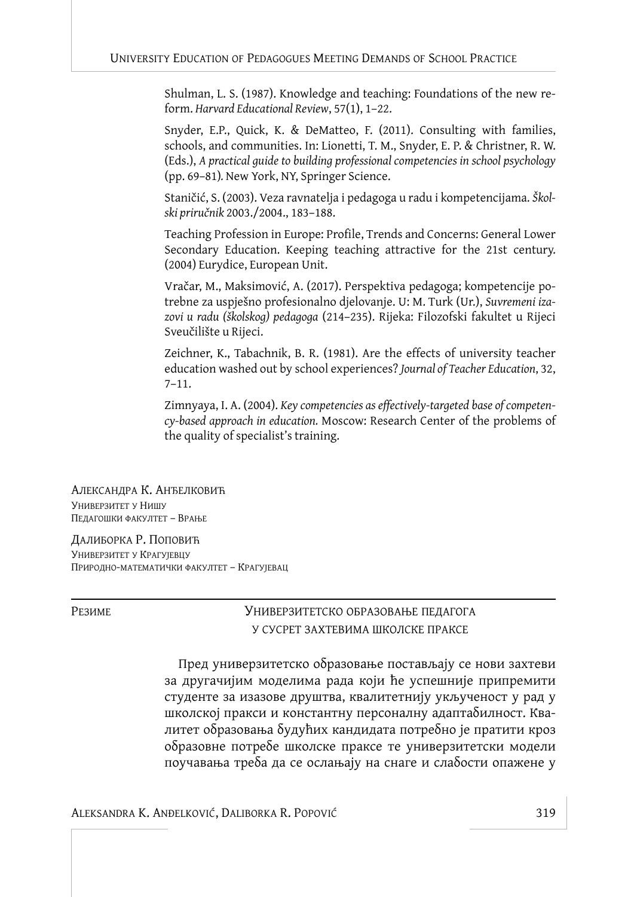Shulman, L. S. (1987). Knowledge and teaching: Foundations of the new reform. *Harvard Educational Review*, 57(1), 1–22.

Snyder, E.P., Quick, K. & DeMatteo, F. (2011). Consulting with families, schools, and communities. In: Lionetti, T. M., Snyder, E. P. & Christner, R. W. (Eds.), *A practical guide to building professional competencies in school psychology* (pp. 69–81). New York, NY, Springer Science.

Staničić, S. (2003). Veza ravnatelja i pedagoga u radu i kompetencijama. *Školski priručnik* 2003./2004., 183–188.

Teaching Profession in Europe: Profile, Trends and Concerns: General Lower Secondary Education. Keeping teaching attractive for the 21st century. (2004) Eurydice, European Unit.

Vračar, M., Maksimović, A. (2017). Perspektiva pedagoga; kompetencije potrebne za uspješno profesionalno djelovanje. U: M. Turk (Ur.), *Suvremeni izazovi u radu (školskog) pedagoga* (214–235). Rijeka: Filozofski fakultet u Rijeci Sveučilište u Rijeci.

Zeichner, K., Tabachnik, B. R. (1981). Are the effects of university teacher education washed out by school experiences? *Journal of Teacher Education*, 32, 7–11.

Zimnyaya, I. A. (2004). *Key competencies as effectively-targeted base of competency-based approach in education.* Moscow: Research Center of the problems of the quality of specialist's training.

Александра К. Анђелковић
Универзитет у Нишу
Педагошки факултет – Врање

Далиборка Р. Поповић
Универзитет у Крагујевцу
Природно-математички факултет – Крагујевац

## Резиме

### Универзитетско образовање педагога у сусрет захтевима школске праксе

Пред универзитетско образовање постављају се нови захтеви за другачијим моделима рада који ће успешније припремити студенте за изазове друштва, квалитетнију укљученост у рад у школској пракси и константну персоналну адаптабилност. Квалитет образовања будућих кандидата потребно је пратити кроз образовне потребе школске праксе те универзитетски модели поучавања треба да се ослањају на снаге и слабости опажене у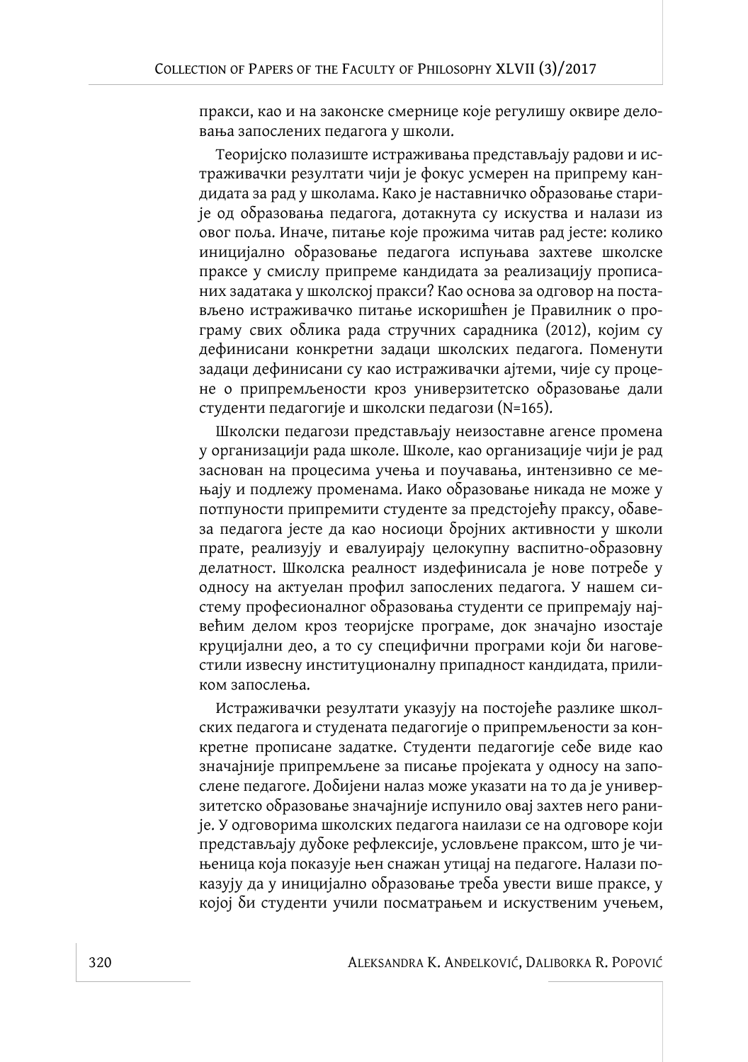пракси, као и на законске смернице које регулишу оквире деловања запослених педагога у школи.

Теоријско полазиште истраживања представљају радови и истраживачки резултати чији је фокус усмерен на припрему кандидата за рад у школама. Како је наставничко образовање старије од образовања педагога, дотакнута су искуства и налази из овог поља. Иначе, питање које прожима читав рад јесте: колико иницијално образовање педагога испуњава захтеве школске праксе у смислу припреме кандидата за реализацију прописаних задатака у школској пракси? Као основа за одговор на постављено истраживачко питање искоришћен је Правилник о програму свих облика рада стручних сарадника (2012), којим су дефинисани конкретни задаци школских педагога. Поменути задаци дефинисани су као истраживачки ајтеми, чије су процене о припремљености кроз универзитетско образовање дали студенти педагогије и школски педагози (N=165).

Школски педагози представљају неизоставне агенсе промена у организацији рада школе. Школе, као организације чији је рад заснован на процесима учења и поучавања, интензивно се мењају и подлежу променама. Иако образовање никада не може у потпуности припремити студенте за предстојећу праксу, обавеза педагога јесте да као носиоци бројних активности у школи прате, реализују и евалуирају целокупну васпитно-образовну делатност. Школска реалност издефинисала је нове потребе у односу на актуелан профил запослених педагога. У нашем систему професионалног образовања студенти се припремају највећим делом кроз теоријске програме, док значајно изостаје круцијални део, а то су специфични програми који би наговестили извесну институционалну припадност кандидата, приликом запослења.

Истраживачки резултати указују на постојеће разлике школских педагога и студената педагогије о припремљености за конкретне прописане задатке. Студенти педагогије себе виде као значајније припремљене за писање пројеката у односу на запослене педагоге. Добијени налаз може указати на то да је универзитетско образовање значајније испунило овај захтев него раније. У одговорима школских педагога наилази се на одговоре који представљају дубоке рефлексије, условљене праксом, што је чињеница која показује њен снажан утицај на педагоге. Налази показују да у иницијално образовање треба увести више праксе, у којој би студенти учили посматрањем и искуственим учењем,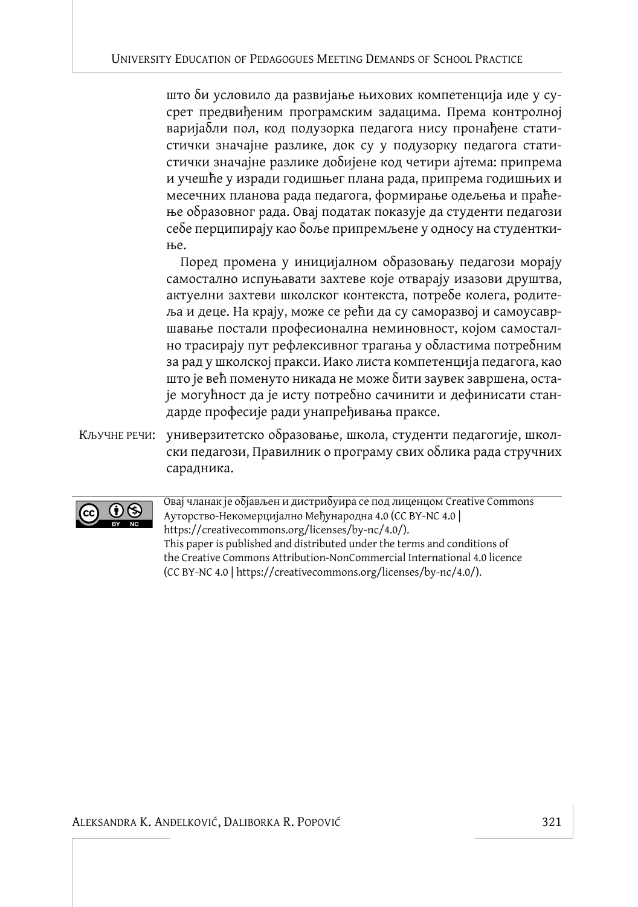што би условило да развијање њихових компетенција иде у сусрет предвиђеним програмским задацима. Према контролној варијабли пол, код подузорка педагога нису пронађене статистички значајне разлике, док су у подузорку педагога статистички значајне разлике добијене код четири ајтема: припрема и учешће у изради годишњег плана рада, припрема годишњих и месечних планова рада педагога, формирање одељења и праћење образовног рада. Овај податак показује да студенти педагози себе перципирају као боље припремљене у односу на студенткиње.

Поред промена у иницијалном образовању педагози морају самостално испуњавати захтеве које отварају изазови друштва, актуелни захтеви школског контекста, потребе колега, родитеља и деце. На крају, може се рећи да су саморазвој и самоусавршавање постали професионална неминовност, којом самостално трасирају пут рефлексивног трагања у областима потребним за рад у школској пракси. Иако листа компетенција педагога, као што је већ поменуто никада не може бити заувек завршена, остаје могућност да је исту потребно сачинити и дефинисати стандарде професије ради унапређивања праксе.

Кључне речи: универзитетско образовање, школа, студенти педагогије, школски педагози, Правилник о програму свих облика рада стручних сарадника.

Овај чланак је објављен и дистрибуира се под лиценцом Creative Commons Ауторство-Некомерцијално Међународна 4.0 (CC BY-NC 4.0 | https://creativecommons.org/licenses/by-nc/4.0/).
This paper is published and distributed under the terms and conditions of the Creative Commons Attribution-NonCommercial International 4.0 licence (CC BY-NC 4.0 | https://creativecommons.org/licenses/by-nc/4.0/).